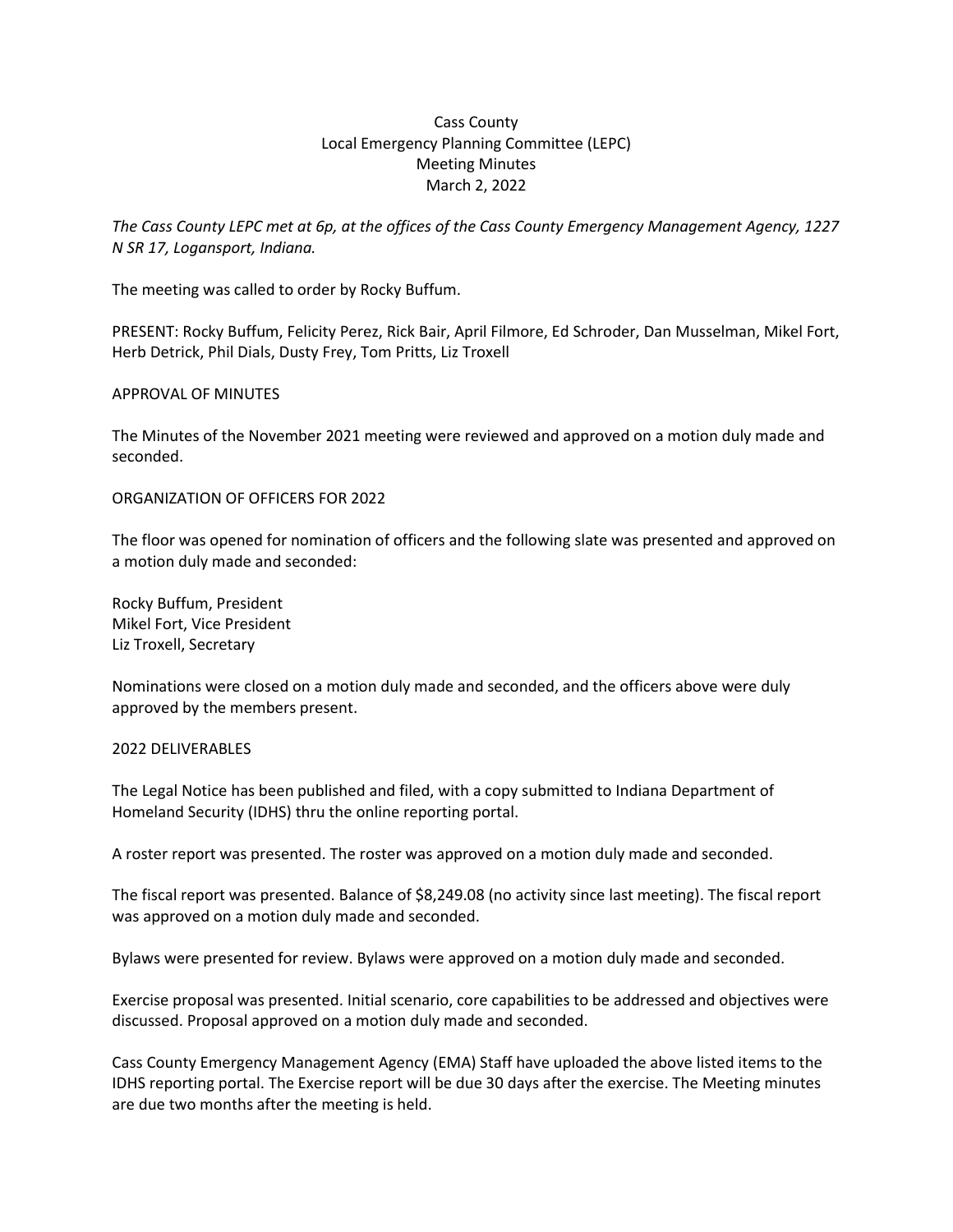Cass County
Local Emergency Planning Committee (LEPC)
Meeting Minutes
March 2, 2022

*The Cass County LEPC met at 6p, at the offices of the Cass County Emergency Management Agency, 1227 N SR 17, Logansport, Indiana.*

The meeting was called to order by Rocky Buffum.

PRESENT: Rocky Buffum, Felicity Perez, Rick Bair, April Filmore, Ed Schroder, Dan Musselman, Mikel Fort, Herb Detrick, Phil Dials, Dusty Frey, Tom Pritts, Liz Troxell

APPROVAL OF MINUTES

The Minutes of the November 2021 meeting were reviewed and approved on a motion duly made and seconded.

ORGANIZATION OF OFFICERS FOR 2022

The floor was opened for nomination of officers and the following slate was presented and approved on a motion duly made and seconded:

Rocky Buffum, President
Mikel Fort, Vice President
Liz Troxell, Secretary

Nominations were closed on a motion duly made and seconded, and the officers above were duly approved by the members present.

2022 DELIVERABLES

The Legal Notice has been published and filed, with a copy submitted to Indiana Department of Homeland Security (IDHS) thru the online reporting portal.

A roster report was presented. The roster was approved on a motion duly made and seconded.

The fiscal report was presented. Balance of $8,249.08 (no activity since last meeting). The fiscal report was approved on a motion duly made and seconded.

Bylaws were presented for review. Bylaws were approved on a motion duly made and seconded.

Exercise proposal was presented. Initial scenario, core capabilities to be addressed and objectives were discussed. Proposal approved on a motion duly made and seconded.

Cass County Emergency Management Agency (EMA) Staff have uploaded the above listed items to the IDHS reporting portal. The Exercise report will be due 30 days after the exercise. The Meeting minutes are due two months after the meeting is held.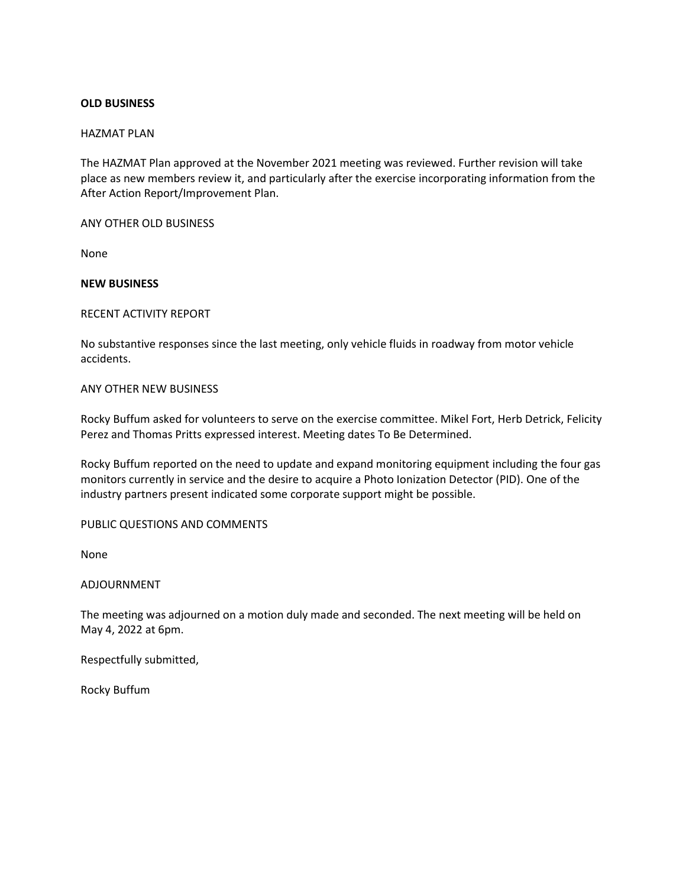**OLD BUSINESS**

HAZMAT PLAN

The HAZMAT Plan approved at the November 2021 meeting was reviewed. Further revision will take place as new members review it, and particularly after the exercise incorporating information from the After Action Report/Improvement Plan.

ANY OTHER OLD BUSINESS

None

**NEW BUSINESS**

RECENT ACTIVITY REPORT

No substantive responses since the last meeting, only vehicle fluids in roadway from motor vehicle accidents.

ANY OTHER NEW BUSINESS

Rocky Buffum asked for volunteers to serve on the exercise committee. Mikel Fort, Herb Detrick, Felicity Perez and Thomas Pritts expressed interest. Meeting dates To Be Determined.

Rocky Buffum reported on the need to update and expand monitoring equipment including the four gas monitors currently in service and the desire to acquire a Photo Ionization Detector (PID). One of the industry partners present indicated some corporate support might be possible.

PUBLIC QUESTIONS AND COMMENTS

None

ADJOURNMENT

The meeting was adjourned on a motion duly made and seconded. The next meeting will be held on May 4, 2022 at 6pm.

Respectfully submitted,

Rocky Buffum